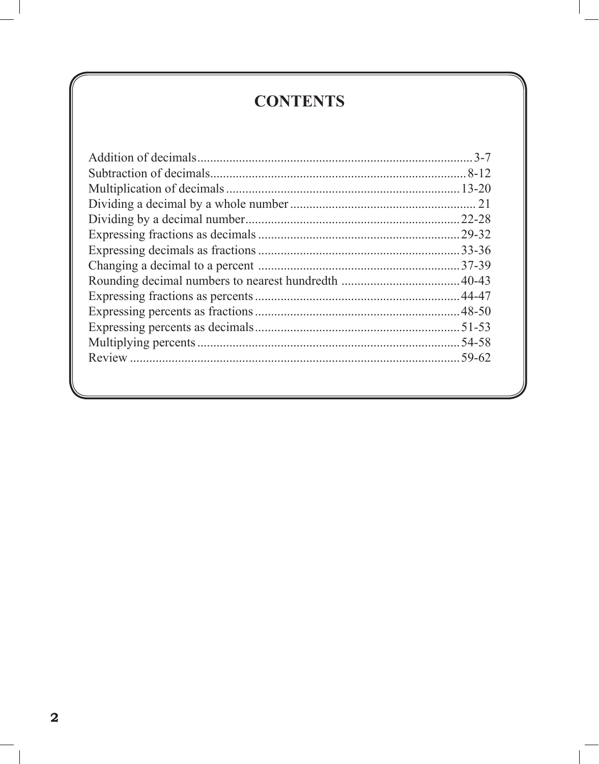# CONTENTS

| Topic | Pages |
|---|---|
| Addition of decimals | 3-7 |
| Subtraction of decimals | 8-12 |
| Multiplication of decimals | 13-20 |
| Dividing a decimal by a whole number | 21 |
| Dividing by a decimal number | 22-28 |
| Expressing fractions as decimals | 29-32 |
| Expressing decimals as fractions | 33-36 |
| Changing a decimal to a percent | 37-39 |
| Rounding decimal numbers to nearest hundredth | 40-43 |
| Expressing fractions as percents | 44-47 |
| Expressing percents as fractions | 48-50 |
| Expressing percents as decimals | 51-53 |
| Multiplying percents | 54-58 |
| Review | 59-62 |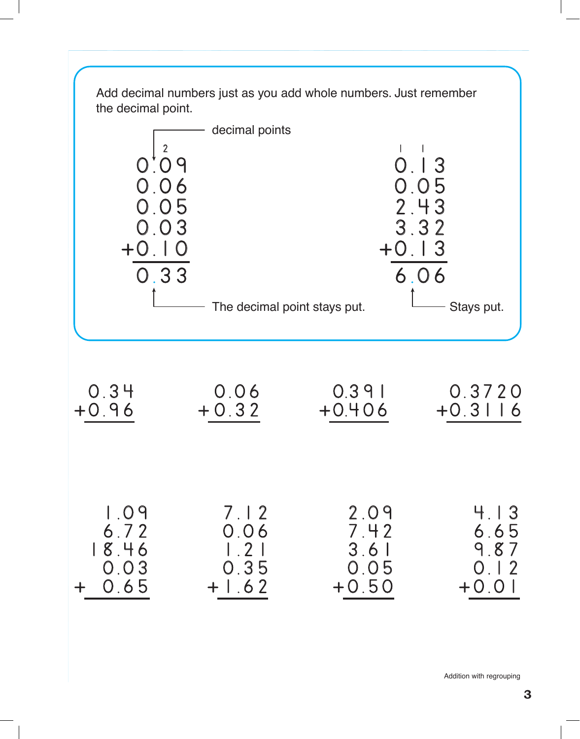Add decimal numbers just as you add whole numbers. Just remember the decimal point.

decimal points

$$
\begin{array}{r}
\overset{2}{}\phantom{0.00} \\
0.09 \\
0.06 \\
0.05 \\
0.03 \\
+\,0.10 \\
\hline
0.33
\end{array}
\qquad\qquad
\begin{array}{r}
\overset{1}{}\phantom{.}\overset{1}{}\phantom{0} \\
0.13 \\
0.05 \\
2.43 \\
3.32 \\
+\,0.13 \\
\hline
6.06
\end{array}
$$

The decimal point stays put. Stays put.

$$
\begin{array}{r} 0.34 \\ +\,0.96 \\ \hline \end{array}
\qquad
\begin{array}{r} 0.06 \\ +\,0.32 \\ \hline \end{array}
\qquad
\begin{array}{r} 0.391 \\ +\,0.406 \\ \hline \end{array}
\qquad
\begin{array}{r} 0.3720 \\ +\,0.3116 \\ \hline \end{array}
$$

$$
\begin{array}{r} 1.09 \\ 6.72 \\ 18.46 \\ 0.03 \\ +\,0.65 \\ \hline \end{array}
\qquad
\begin{array}{r} 7.12 \\ 0.06 \\ 1.21 \\ 0.35 \\ +\,1.62 \\ \hline \end{array}
\qquad
\begin{array}{r} 2.09 \\ 7.42 \\ 3.61 \\ 0.05 \\ +\,0.50 \\ \hline \end{array}
\qquad
\begin{array}{r} 4.13 \\ 6.65 \\ 9.87 \\ 0.12 \\ +\,0.01 \\ \hline \end{array}
$$

Addition with regrouping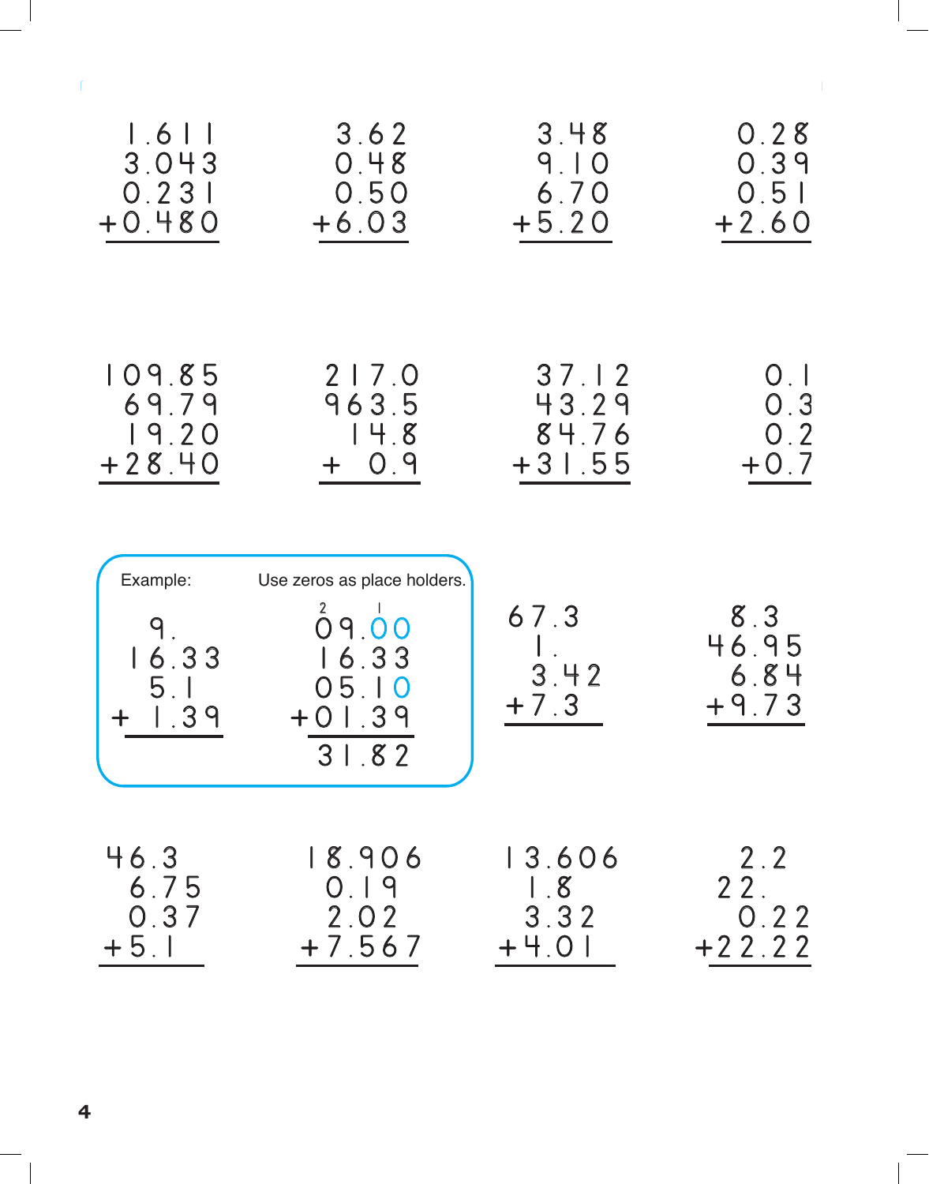```
  1.611       3.62       3.48       0.28
  3.043       0.48       9.10       0.39
  0.231       0.50       6.70       0.51
+ 0.480     + 6.03     + 5.20     + 2.60
-------     ------     ------     ------
```

```
 109.85      217.0      37.12       0.1
  69.79      963.5      43.29       0.3
  19.20       14.8      84.76       0.2
+ 28.40    +   0.9    + 31.55     + 0.7
-------    -------    -------     -----
```

Example: Use zeros as place holders.

```
     9.           09.00
    16.33         16.33
     5.1          05.10
+    1.39       + 01.39
--------        -------
                  31.82
```

```
 67.3          8.3
  1.          46.95
   3.42        6.84
+ 7.3        + 9.73
------       ------
```

```
 46.3        18.906      13.606       2.2
  6.75        0.19        1.8        22.
  0.37        2.02        3.32        0.22
+ 5.1       + 7.567     + 4.01     + 22.22
------      -------     -------    -------
```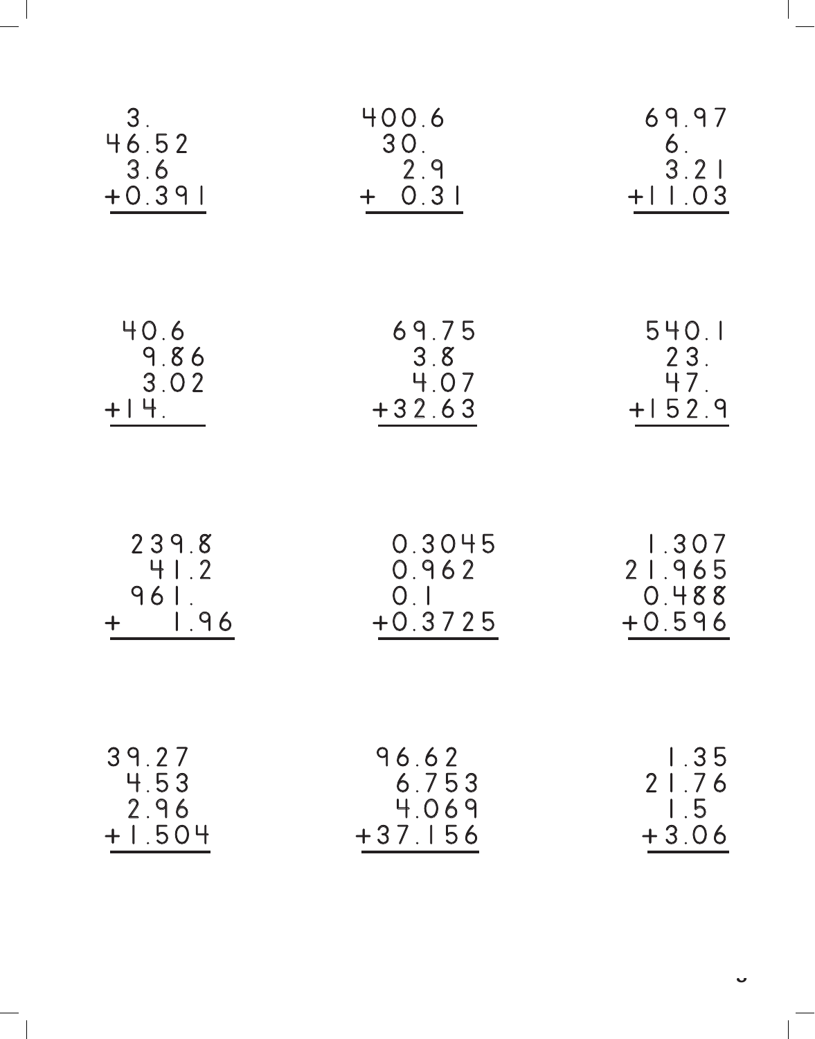$$\begin{array}{r} 3. \\ 46.52 \\ 3.6 \\ +0.391 \\ \hline \end{array}$$

$$\begin{array}{r} 400.6 \\ 30. \\ 2.9 \\ +\ \ 0.31 \\ \hline \end{array}$$

$$\begin{array}{r} 69.97 \\ 6. \\ 3.21 \\ +11.03 \\ \hline \end{array}$$

$$\begin{array}{r} 40.6 \\ 9.86 \\ 3.02 \\ +14. \\ \hline \end{array}$$

$$\begin{array}{r} 69.75 \\ 3.8 \\ 4.07 \\ +32.63 \\ \hline \end{array}$$

$$\begin{array}{r} 540.1 \\ 23. \\ 47. \\ +152.9 \\ \hline \end{array}$$

$$\begin{array}{r} 239.8 \\ 41.2 \\ 961. \\ +\ \ 1.96 \\ \hline \end{array}$$

$$\begin{array}{r} 0.3045 \\ 0.962 \\ 0.1 \\ +0.3725 \\ \hline \end{array}$$

$$\begin{array}{r} 1.307 \\ 21.965 \\ 0.488 \\ +0.596 \\ \hline \end{array}$$

$$\begin{array}{r} 39.27 \\ 4.53 \\ 2.96 \\ +1.504 \\ \hline \end{array}$$

$$\begin{array}{r} 96.62 \\ 6.753 \\ 4.069 \\ +37.156 \\ \hline \end{array}$$

$$\begin{array}{r} 1.35 \\ 21.76 \\ 1.5 \\ +3.06 \\ \hline \end{array}$$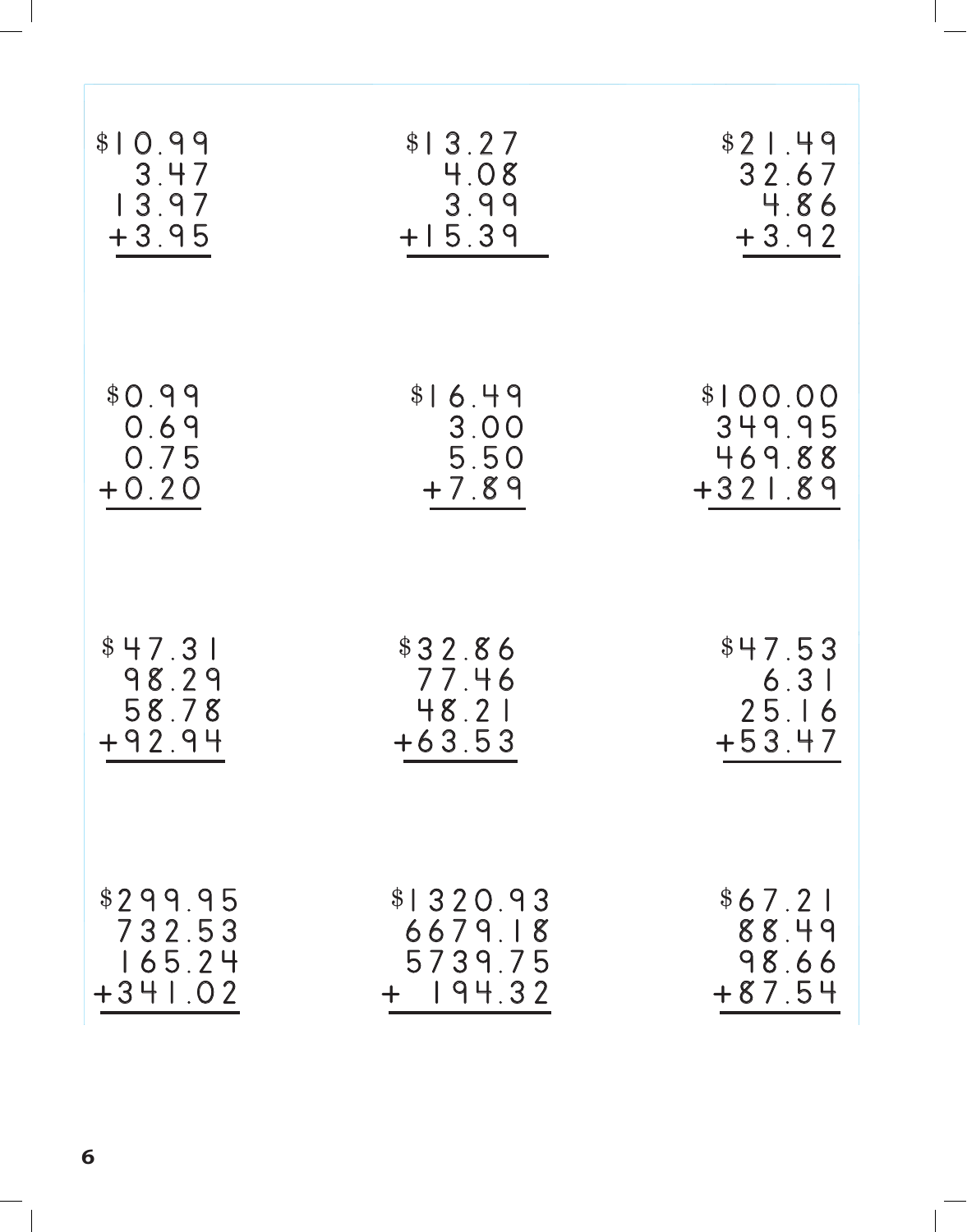| | | |
|---|---|---|
| \$10.99<br>3.47<br>13.97<br>+3.95 | \$13.27<br>4.08<br>3.99<br>+15.39 | \$21.49<br>32.67<br>4.86<br>+3.92 |
| \$0.99<br>0.69<br>0.75<br>+0.20 | \$16.49<br>3.00<br>5.50<br>+7.89 | \$100.00<br>349.95<br>469.88<br>+321.89 |
| \$47.31<br>98.29<br>58.78<br>+92.94 | \$32.86<br>77.46<br>48.21<br>+63.53 | \$47.53<br>6.31<br>25.16<br>+53.47 |
| \$299.95<br>732.53<br>165.24<br>+341.02 | \$1320.93<br>6679.18<br>5739.75<br>+ 194.32 | \$67.21<br>88.49<br>98.66<br>+87.54 |